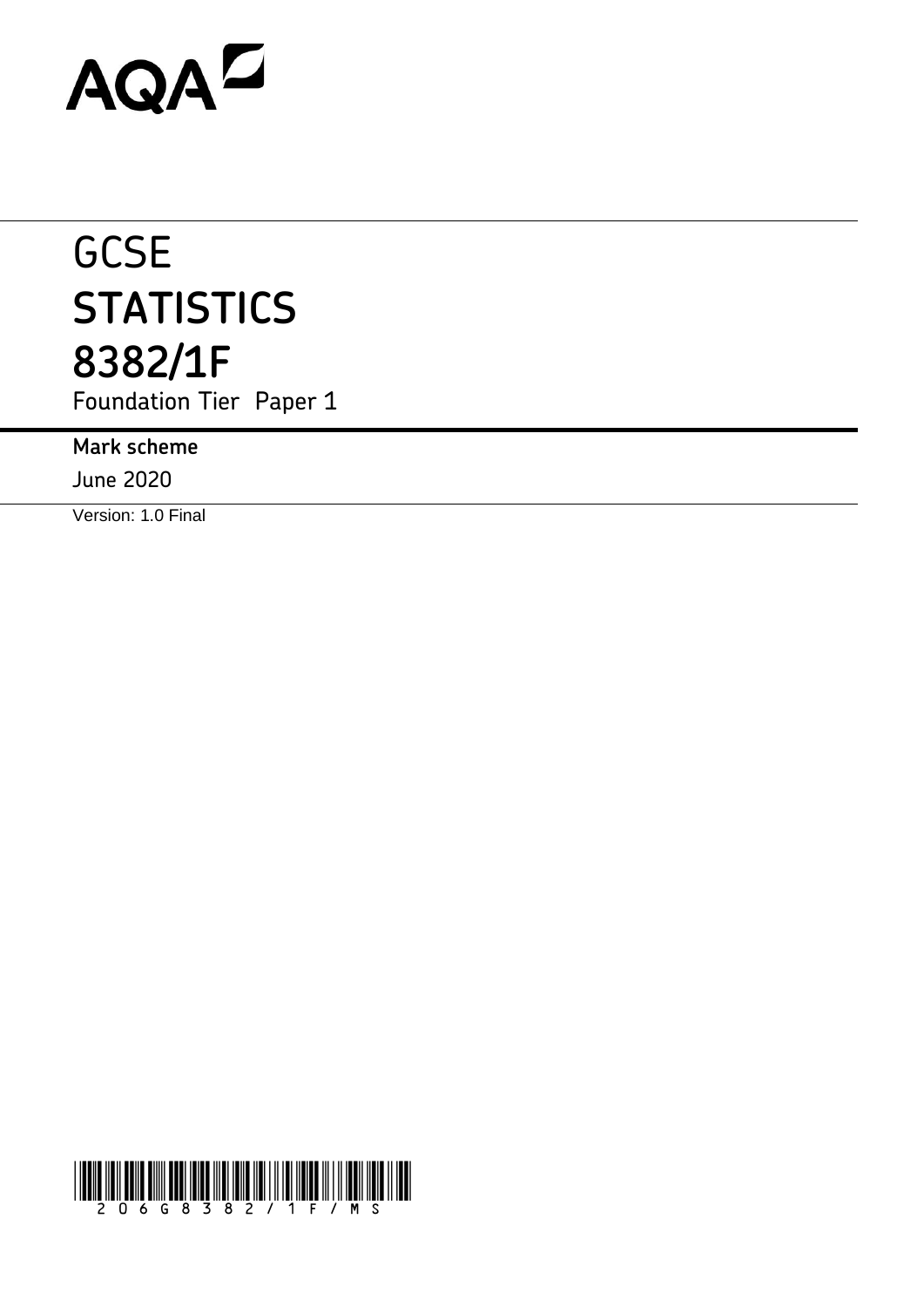AQA

# GCSE
# STATISTICS
# 8382/1F

Foundation Tier Paper 1

**Mark scheme**

June 2020

Version: 1.0 Final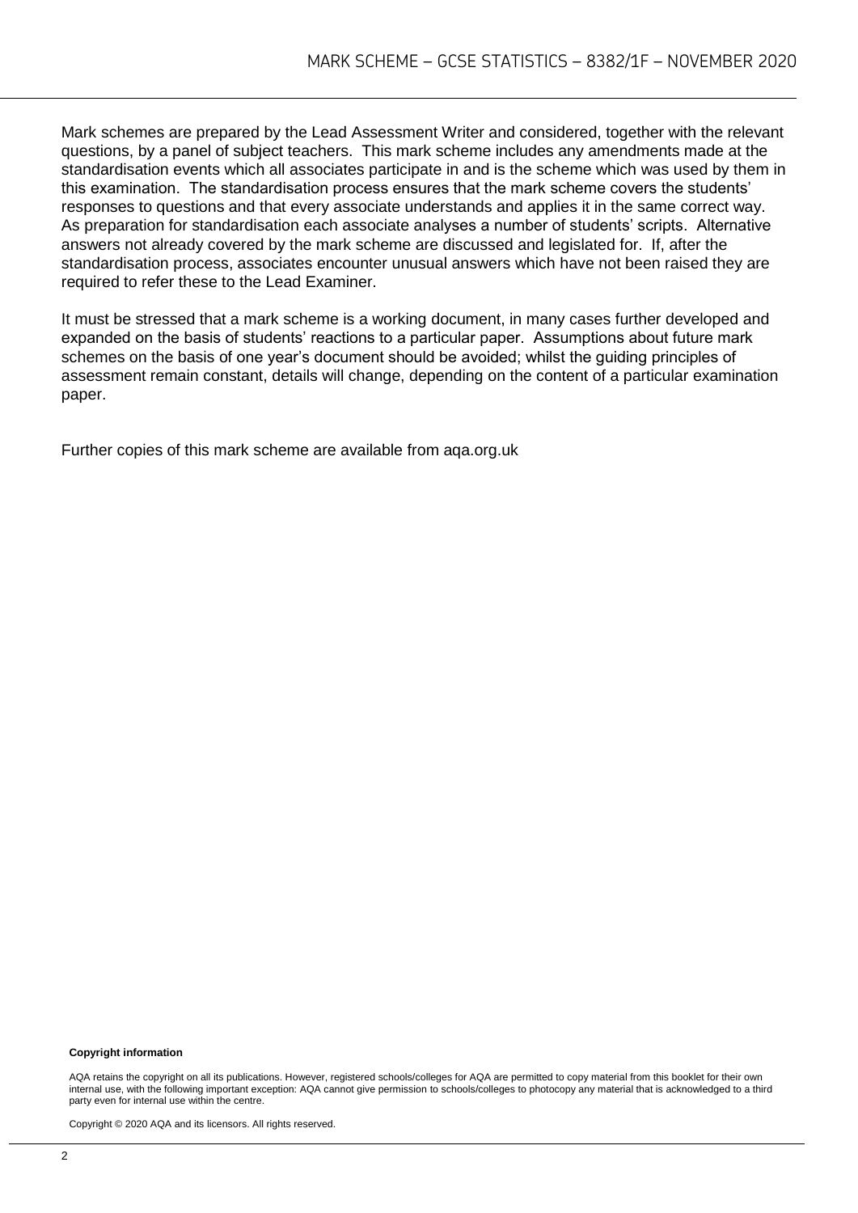Mark schemes are prepared by the Lead Assessment Writer and considered, together with the relevant questions, by a panel of subject teachers. This mark scheme includes any amendments made at the standardisation events which all associates participate in and is the scheme which was used by them in this examination. The standardisation process ensures that the mark scheme covers the students' responses to questions and that every associate understands and applies it in the same correct way. As preparation for standardisation each associate analyses a number of students' scripts. Alternative answers not already covered by the mark scheme are discussed and legislated for. If, after the standardisation process, associates encounter unusual answers which have not been raised they are required to refer these to the Lead Examiner.

It must be stressed that a mark scheme is a working document, in many cases further developed and expanded on the basis of students' reactions to a particular paper. Assumptions about future mark schemes on the basis of one year's document should be avoided; whilst the guiding principles of assessment remain constant, details will change, depending on the content of a particular examination paper.

Further copies of this mark scheme are available from aqa.org.uk

**Copyright information**

AQA retains the copyright on all its publications. However, registered schools/colleges for AQA are permitted to copy material from this booklet for their own internal use, with the following important exception: AQA cannot give permission to schools/colleges to photocopy any material that is acknowledged to a third party even for internal use within the centre.

Copyright © 2020 AQA and its licensors. All rights reserved.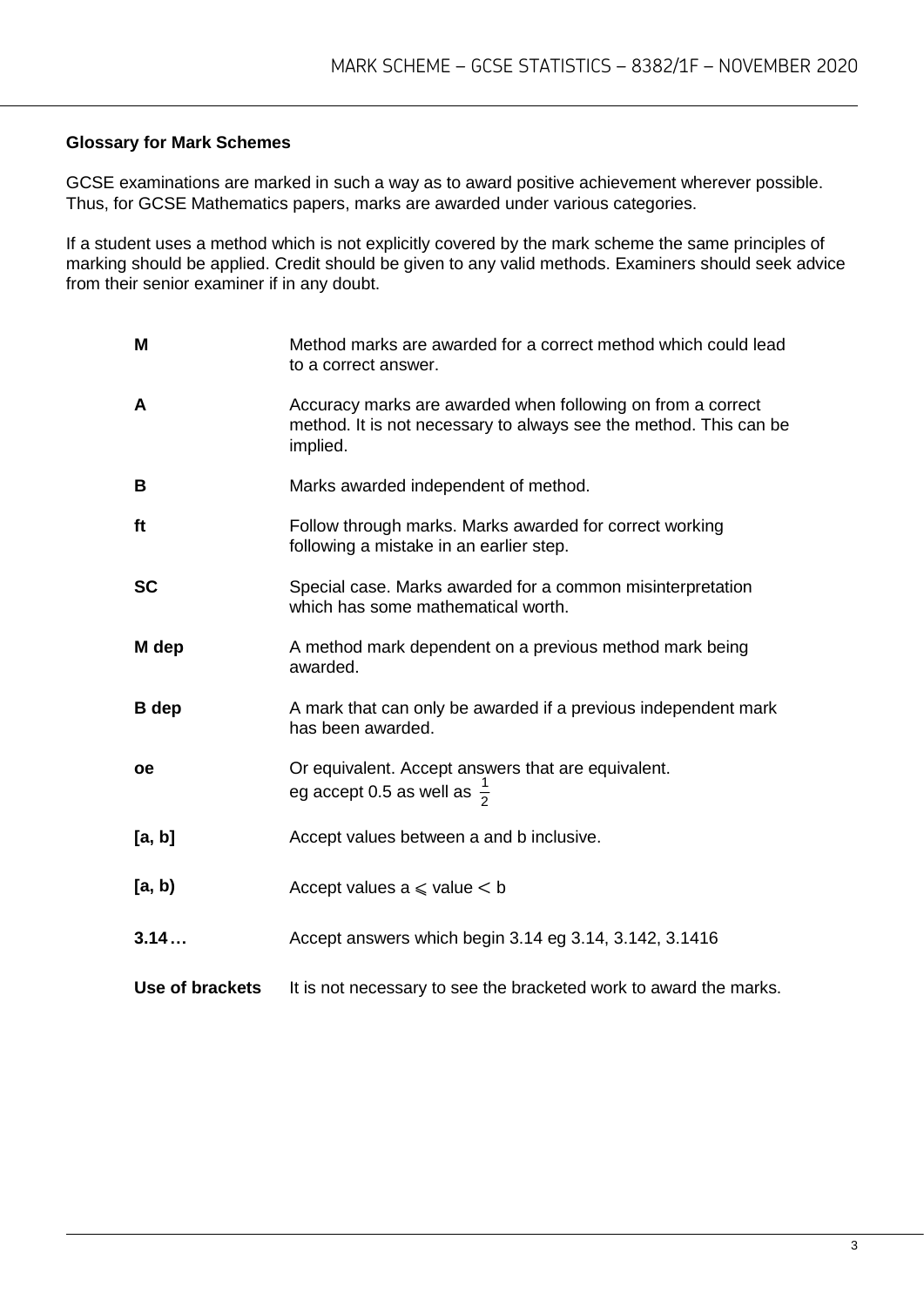**Glossary for Mark Schemes**

GCSE examinations are marked in such a way as to award positive achievement wherever possible. Thus, for GCSE Mathematics papers, marks are awarded under various categories.

If a student uses a method which is not explicitly covered by the mark scheme the same principles of marking should be applied. Credit should be given to any valid methods. Examiners should seek advice from their senior examiner if in any doubt.

| | |
|---|---|
| **M** | Method marks are awarded for a correct method which could lead to a correct answer. |
| **A** | Accuracy marks are awarded when following on from a correct method. It is not necessary to always see the method. This can be implied. |
| **B** | Marks awarded independent of method. |
| **ft** | Follow through marks. Marks awarded for correct working following a mistake in an earlier step. |
| **SC** | Special case. Marks awarded for a common misinterpretation which has some mathematical worth. |
| **M dep** | A method mark dependent on a previous method mark being awarded. |
| **B dep** | A mark that can only be awarded if a previous independent mark has been awarded. |
| **oe** | Or equivalent. Accept answers that are equivalent. eg accept 0.5 as well as $\frac{1}{2}$ |
| **[a, b]** | Accept values between a and b inclusive. |
| **[a, b)** | Accept values $a \leqslant$ value $< b$ |
| **3.14…** | Accept answers which begin 3.14 eg 3.14, 3.142, 3.1416 |
| **Use of brackets** | It is not necessary to see the bracketed work to award the marks. |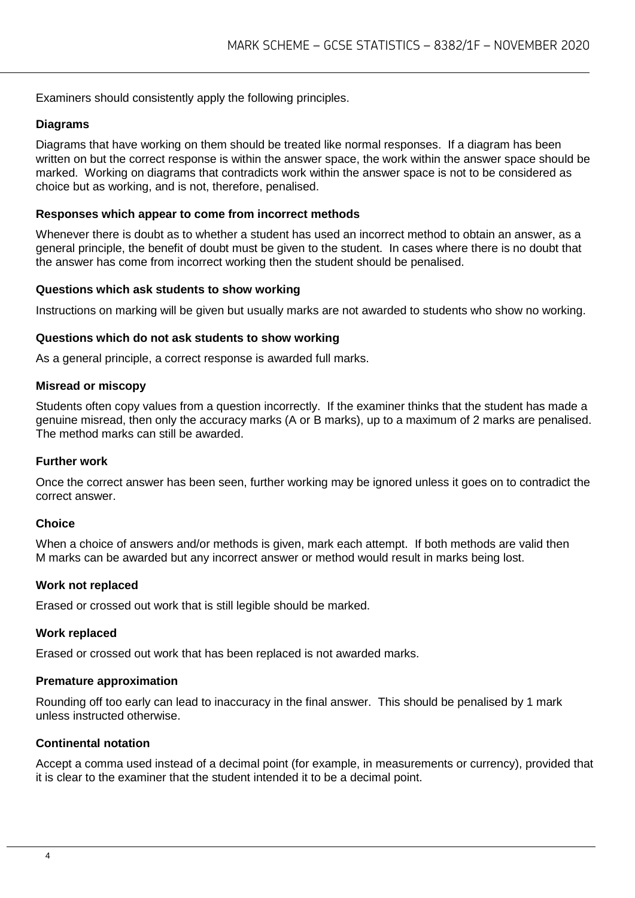Examiners should consistently apply the following principles.

### Diagrams

Diagrams that have working on them should be treated like normal responses. If a diagram has been written on but the correct response is within the answer space, the work within the answer space should be marked. Working on diagrams that contradicts work within the answer space is not to be considered as choice but as working, and is not, therefore, penalised.

### Responses which appear to come from incorrect methods

Whenever there is doubt as to whether a student has used an incorrect method to obtain an answer, as a general principle, the benefit of doubt must be given to the student. In cases where there is no doubt that the answer has come from incorrect working then the student should be penalised.

### Questions which ask students to show working

Instructions on marking will be given but usually marks are not awarded to students who show no working.

### Questions which do not ask students to show working

As a general principle, a correct response is awarded full marks.

### Misread or miscopy

Students often copy values from a question incorrectly. If the examiner thinks that the student has made a genuine misread, then only the accuracy marks (A or B marks), up to a maximum of 2 marks are penalised. The method marks can still be awarded.

### Further work

Once the correct answer has been seen, further working may be ignored unless it goes on to contradict the correct answer.

### Choice

When a choice of answers and/or methods is given, mark each attempt. If both methods are valid then M marks can be awarded but any incorrect answer or method would result in marks being lost.

### Work not replaced

Erased or crossed out work that is still legible should be marked.

### Work replaced

Erased or crossed out work that has been replaced is not awarded marks.

### Premature approximation

Rounding off too early can lead to inaccuracy in the final answer. This should be penalised by 1 mark unless instructed otherwise.

### Continental notation

Accept a comma used instead of a decimal point (for example, in measurements or currency), provided that it is clear to the examiner that the student intended it to be a decimal point.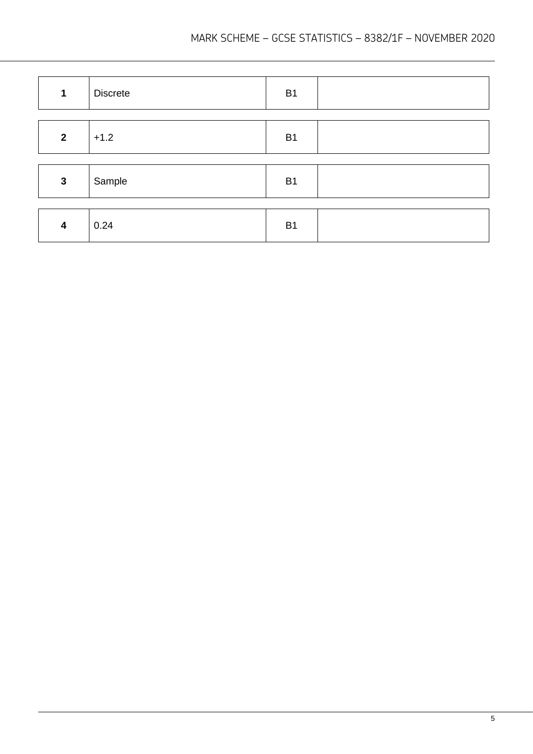| 1 | Discrete | B1 | |
|---|---|---|---|
| 2 | +1.2 | B1 | |
| 3 | Sample | B1 | |
| 4 | 0.24 | B1 | |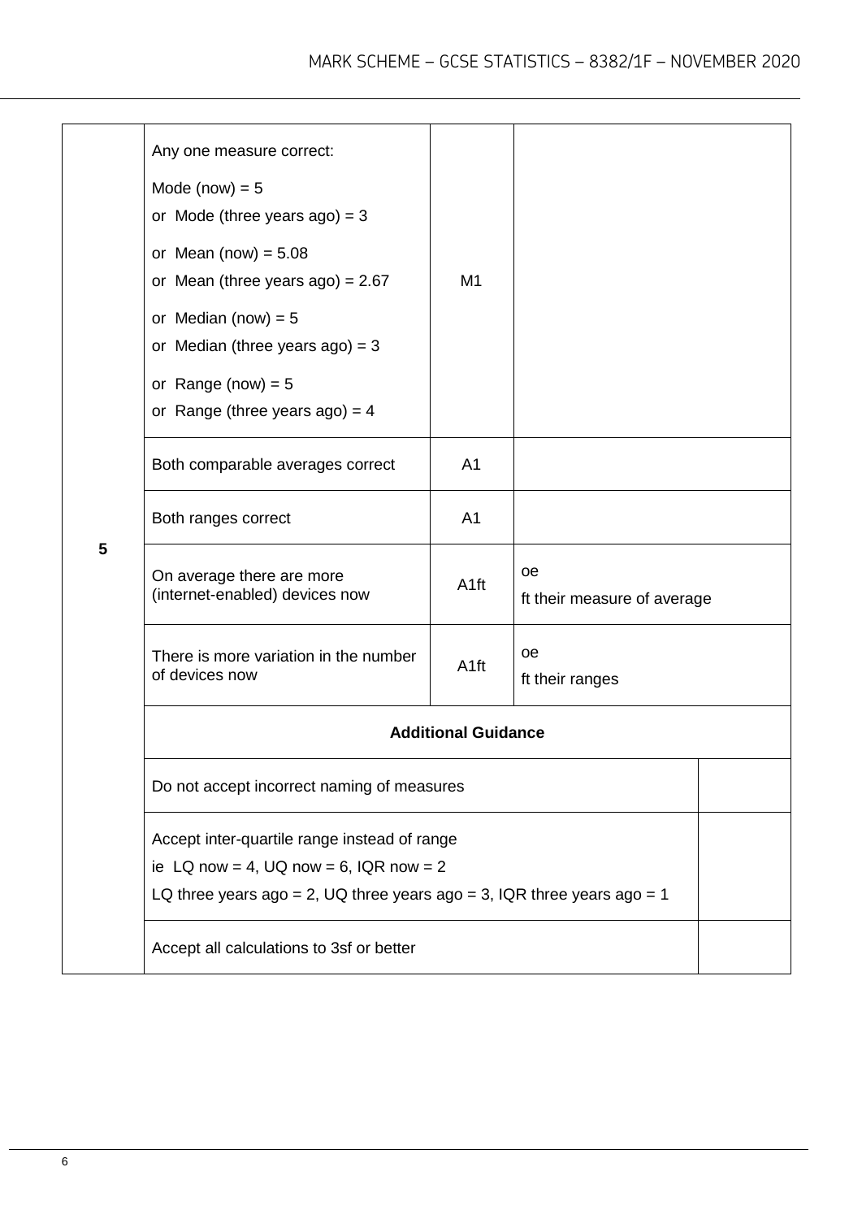| Question | Answer | Marks | Comments |
|---|---|---|---|
| 5 | Any one measure correct:<br>Mode (now) = 5<br>or Mode (three years ago) = 3<br>or Mean (now) = 5.08<br>or Mean (three years ago) = 2.67<br>or Median (now) = 5<br>or Median (three years ago) = 3<br>or Range (now) = 5<br>or Range (three years ago) = 4 | M1 | |
| | Both comparable averages correct | A1 | |
| | Both ranges correct | A1 | |
| | On average there are more (internet-enabled) devices now | A1ft | oe<br>ft their measure of average |
| | There is more variation in the number of devices now | A1ft | oe<br>ft their ranges |
| | **Additional Guidance** | | |
| | Do not accept incorrect naming of measures | | |
| | Accept inter-quartile range instead of range<br>ie LQ now = 4, UQ now = 6, IQR now = 2<br>LQ three years ago = 2, UQ three years ago = 3, IQR three years ago = 1 | | |
| | Accept all calculations to 3sf or better | | |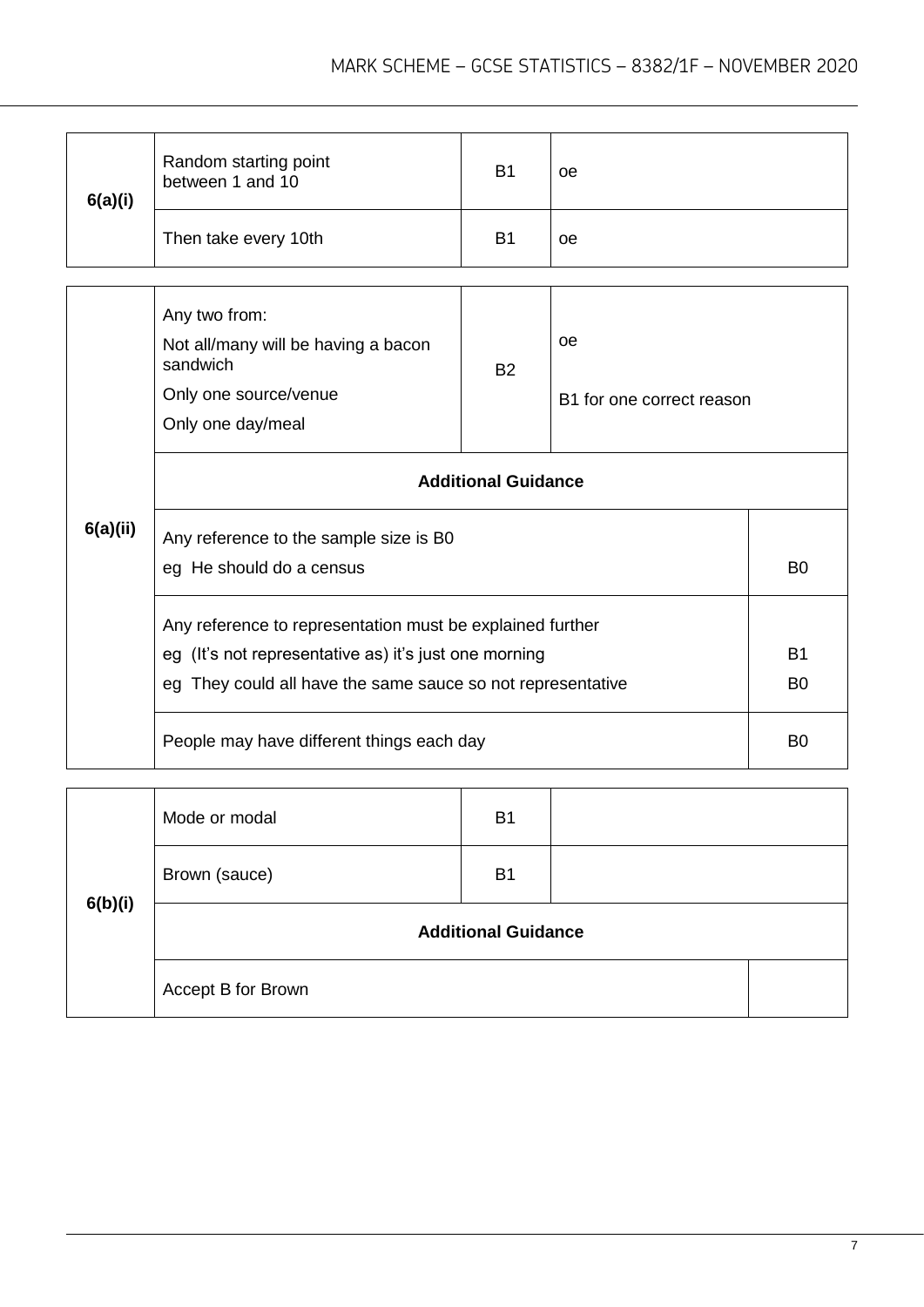| Question | Answer | Mark | Comments |
|---|---|---|---|
| 6(a)(i) | Random starting point between 1 and 10 | B1 | oe |
| | Then take every 10th | B1 | oe |

| Question | Answer | Mark | Comments |
|---|---|---|---|
| 6(a)(ii) | Any two from:<br>Not all/many will be having a bacon sandwich<br>Only one source/venue<br>Only one day/meal | B2 | oe<br><br>B1 for one correct reason |
| | **Additional Guidance** | | |
| | Any reference to the sample size is B0<br>eg He should do a census | | B0 |
| | Any reference to representation must be explained further<br>eg (It's not representative as) it's just one morning<br>eg They could all have the same sauce so not representative | | B1<br>B0 |
| | People may have different things each day | | B0 |

| Question | Answer | Mark | Comments |
|---|---|---|---|
| 6(b)(i) | Mode or modal | B1 | |
| | Brown (sauce) | B1 | |
| | **Additional Guidance** | | |
| | Accept B for Brown | | |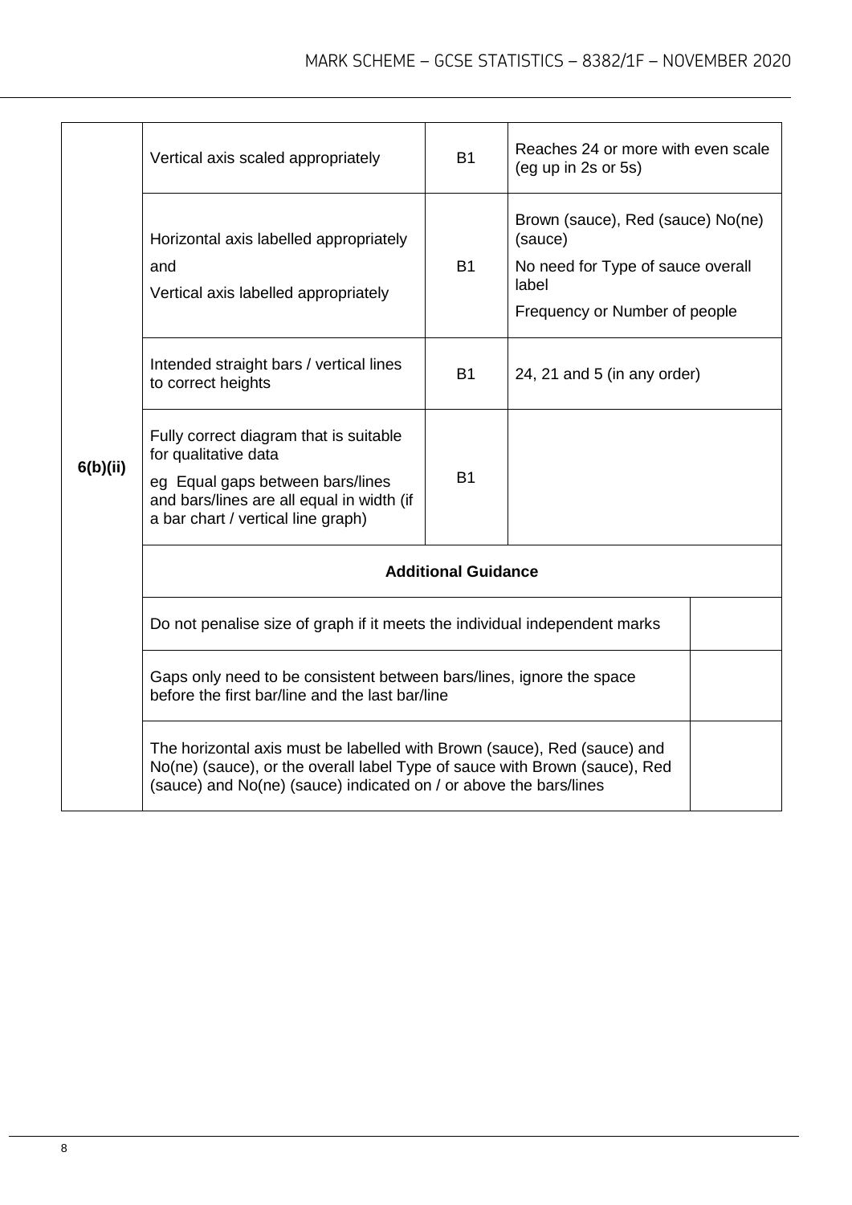| Q | Answer | Mark | Comments |
|---|---|---|---|
| 6(b)(ii) | Vertical axis scaled appropriately | B1 | Reaches 24 or more with even scale (eg up in 2s or 5s) |
| | Horizontal axis labelled appropriately<br>and<br>Vertical axis labelled appropriately | B1 | Brown (sauce), Red (sauce) No(ne) (sauce)<br>No need for Type of sauce overall label<br>Frequency or Number of people |
| | Intended straight bars / vertical lines to correct heights | B1 | 24, 21 and 5 (in any order) |
| | Fully correct diagram that is suitable for qualitative data<br>eg Equal gaps between bars/lines and bars/lines are all equal in width (if a bar chart / vertical line graph) | B1 | |
| | **Additional Guidance** | | |
| | Do not penalise size of graph if it meets the individual independent marks | | |
| | Gaps only need to be consistent between bars/lines, ignore the space before the first bar/line and the last bar/line | | |
| | The horizontal axis must be labelled with Brown (sauce), Red (sauce) and No(ne) (sauce), or the overall label Type of sauce with Brown (sauce), Red (sauce) and No(ne) (sauce) indicated on / or above the bars/lines | | |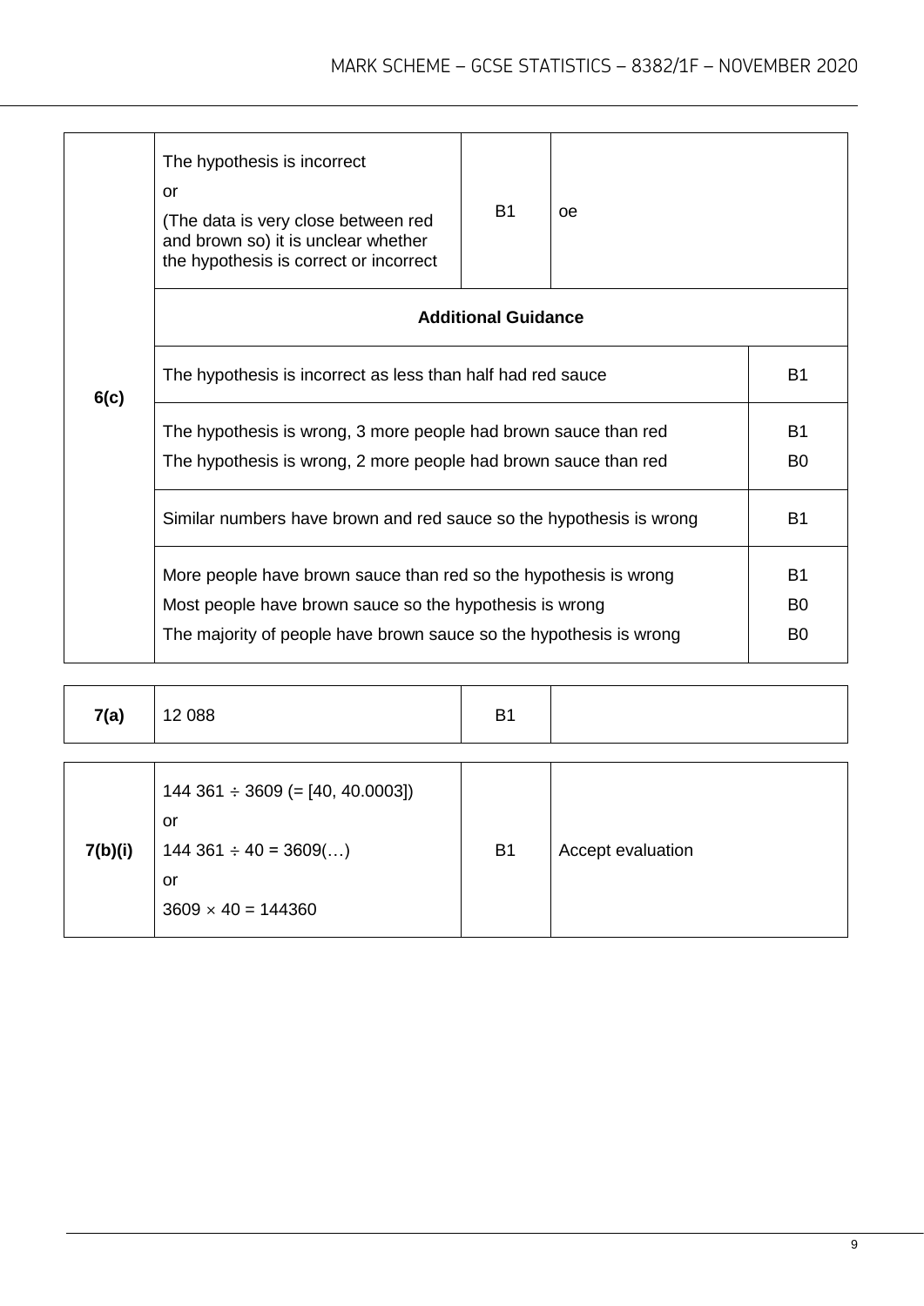| Question | Answer | Mark | Comments |
|---|---|---|---|
| 6(c) | The hypothesis is incorrect<br>or<br>(The data is very close between red and brown so) it is unclear whether the hypothesis is correct or incorrect | B1 | oe |
| | **Additional Guidance** | | |
| | The hypothesis is incorrect as less than half had red sauce | | B1 |
| | The hypothesis is wrong, 3 more people had brown sauce than red<br>The hypothesis is wrong, 2 more people had brown sauce than red | | B1<br>B0 |
| | Similar numbers have brown and red sauce so the hypothesis is wrong | | B1 |
| | More people have brown sauce than red so the hypothesis is wrong<br>Most people have brown sauce so the hypothesis is wrong<br>The majority of people have brown sauce so the hypothesis is wrong | | B1<br>B0<br>B0 |

| Question | Answer | Mark | Comments |
|---|---|---|---|
| 7(a) | 12 088 | B1 | |

| Question | Answer | Mark | Comments |
|---|---|---|---|
| 7(b)(i) | $144\,361 \div 3609$ (= [40, 40.0003])<br>or<br>$144\,361 \div 40 = 3609(\ldots)$<br>or<br>$3609 \times 40 = 144360$ | B1 | Accept evaluation |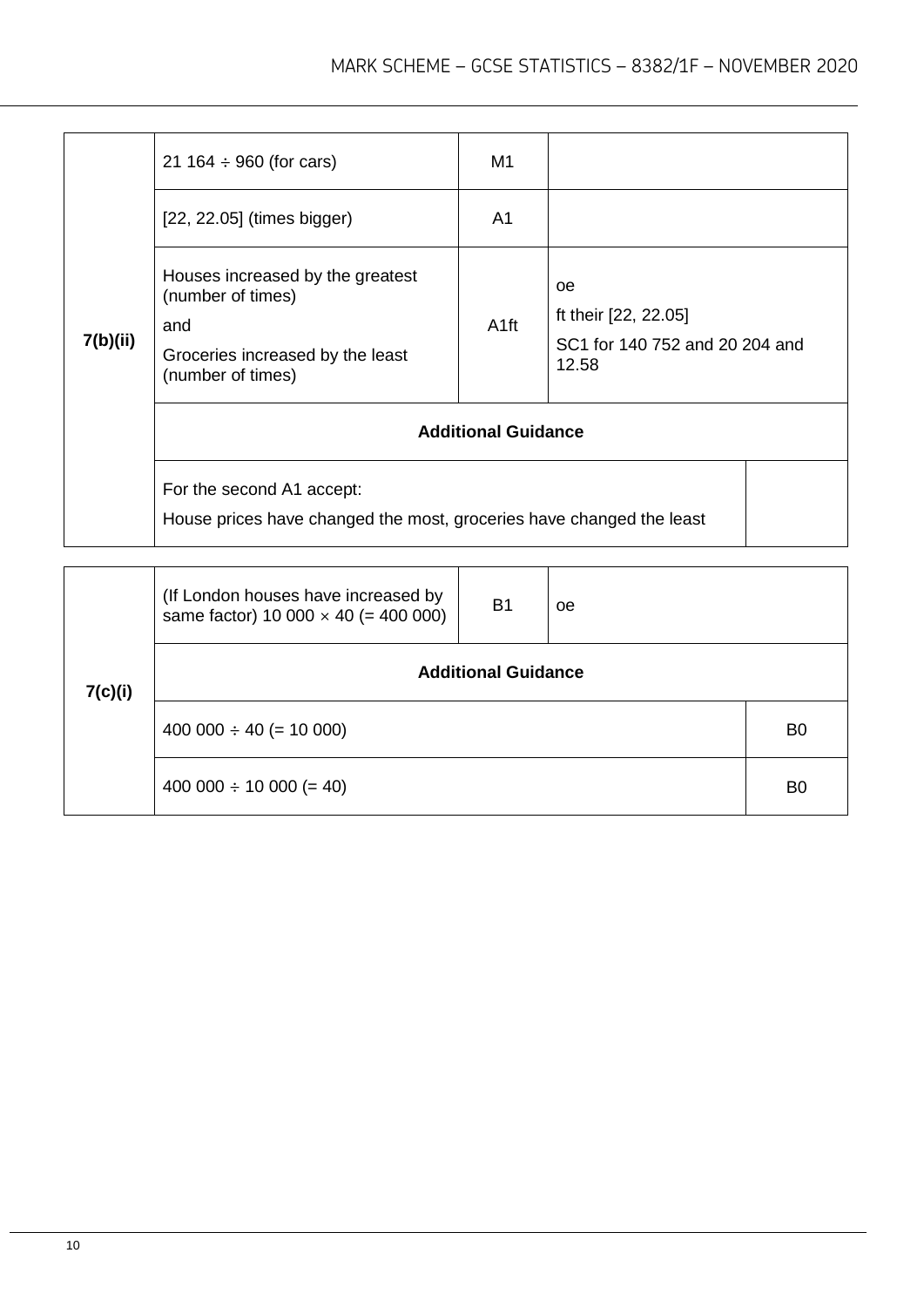| Question | Answer | Mark | Comments |
|---|---|---|---|
| 7(b)(ii) | 21 164 ÷ 960 (for cars) | M1 | |
| | [22, 22.05] (times bigger) | A1 | |
| | Houses increased by the greatest (number of times)<br>and<br>Groceries increased by the least (number of times) | A1ft | oe<br>ft their [22, 22.05]<br>SC1 for 140 752 and 20 204 and 12.58 |
| | **Additional Guidance** | | |
| | For the second A1 accept:<br>House prices have changed the most, groceries have changed the least | | |

| Question | Answer | Mark | Comments |
|---|---|---|---|
| 7(c)(i) | (If London houses have increased by same factor) 10 000 × 40 (= 400 000) | B1 | oe |
| | **Additional Guidance** | | |
| | 400 000 ÷ 40 (= 10 000) | | B0 |
| | 400 000 ÷ 10 000 (= 40) | | B0 |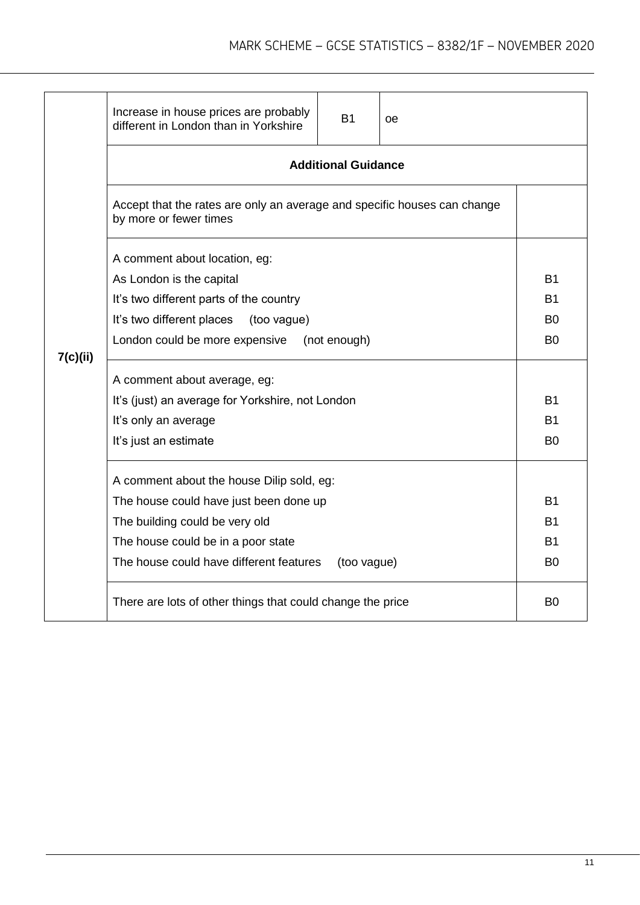| Question | Answer | Mark | Comments |
|---|---|---|---|
| 7(c)(ii) | Increase in house prices are probably different in London than in Yorkshire | B1 | oe |
| | **Additional Guidance** | | |
| | Accept that the rates are only an average and specific houses can change by more or fewer times | | |
| | A comment about location, eg: | | |
| | As London is the capital | | B1 |
| | It's two different parts of the country | | B1 |
| | It's two different places (too vague) | | B0 |
| | London could be more expensive (not enough) | | B0 |
| | A comment about average, eg: | | |
| | It's (just) an average for Yorkshire, not London | | B1 |
| | It's only an average | | B1 |
| | It's just an estimate | | B0 |
| | A comment about the house Dilip sold, eg: | | |
| | The house could have just been done up | | B1 |
| | The building could be very old | | B1 |
| | The house could be in a poor state | | B1 |
| | The house could have different features (too vague) | | B0 |
| | There are lots of other things that could change the price | | B0 |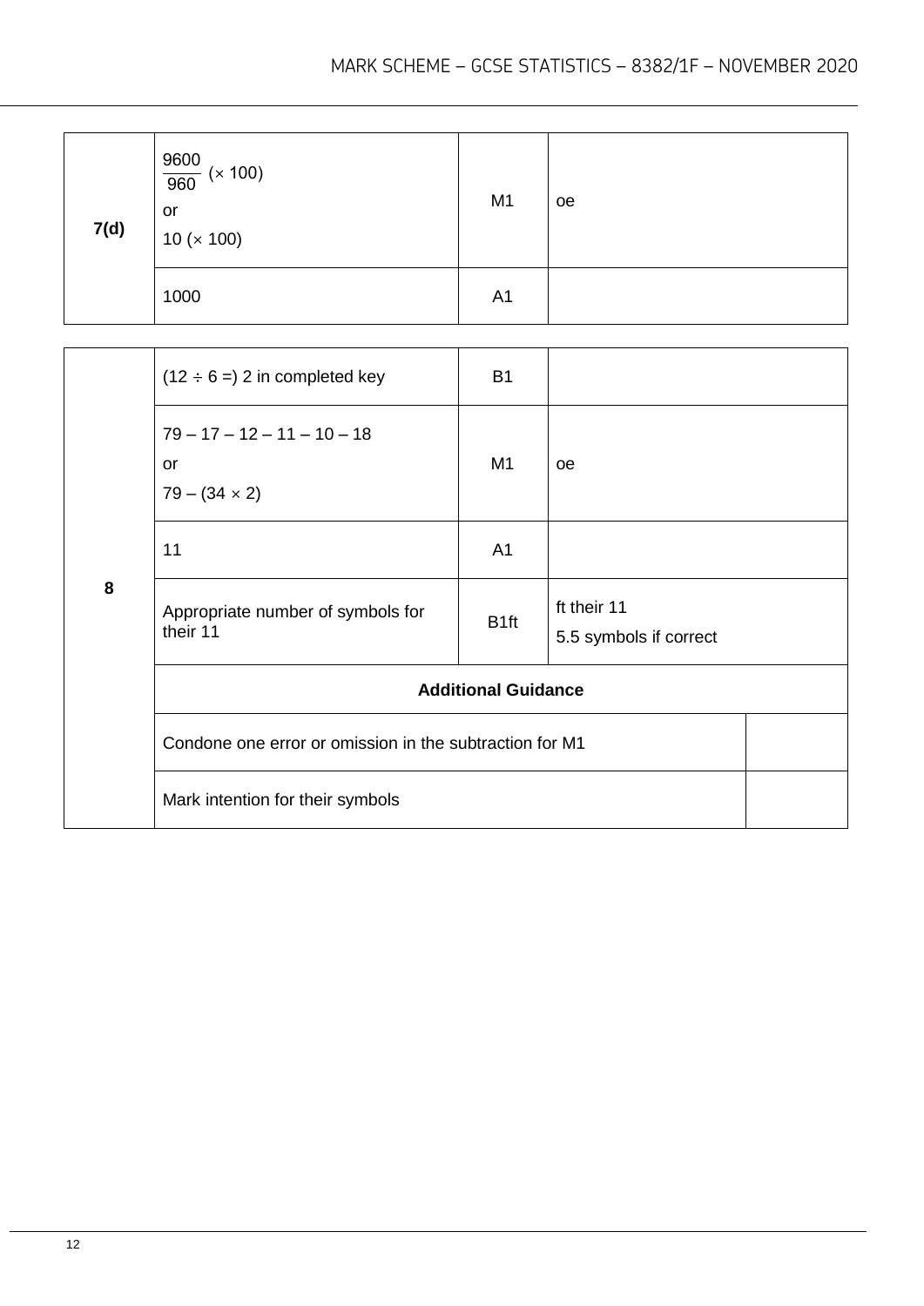| Question | Answer | Mark | Comments |
|---|---|---|---|
| 7(d) | $\frac{9600}{960}$ $(\times 100)$ or 10 $(\times 100)$ | M1 | oe |
| | 1000 | A1 | |

| Question | Answer | Mark | Comments |
|---|---|---|---|
| 8 | $(12 \div 6 =)$ 2 in completed key | B1 | |
| | $79 - 17 - 12 - 11 - 10 - 18$ or $79 - (34 \times 2)$ | M1 | oe |
| | 11 | A1 | |
| | Appropriate number of symbols for their 11 | B1ft | ft their 11<br>5.5 symbols if correct |
| | **Additional Guidance** | | |
| | Condone one error or omission in the subtraction for M1 | | |
| | Mark intention for their symbols | | |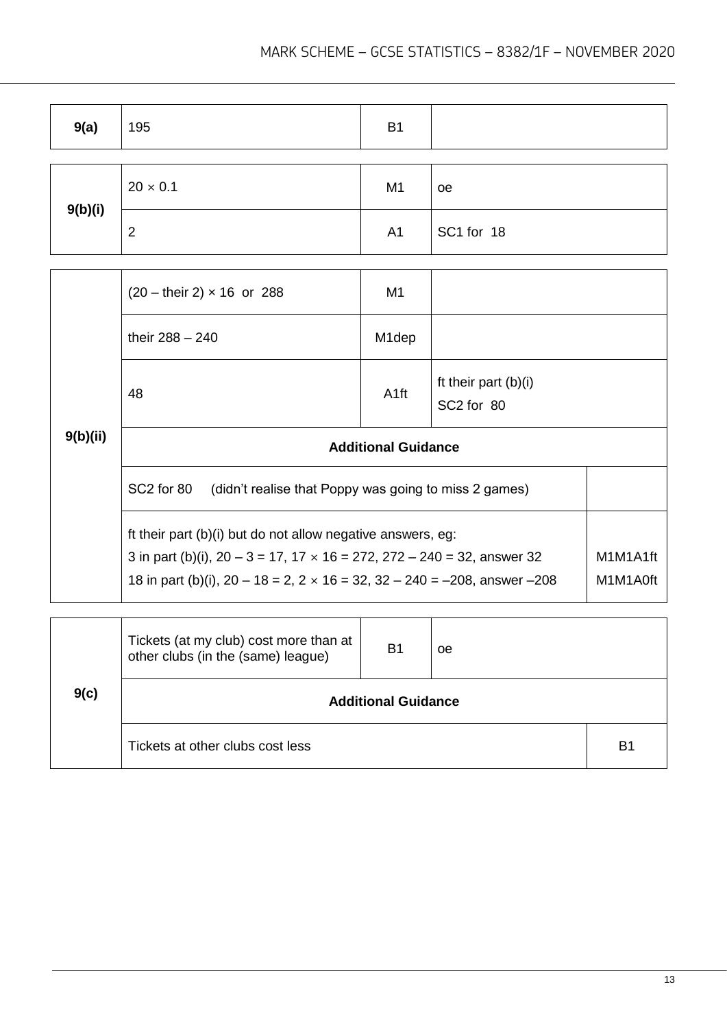| Question | Answer | Mark | Comments |
|---|---|---|---|
| 9(a) | 195 | B1 | |

| Question | Answer | Mark | Comments |
|---|---|---|---|
| 9(b)(i) | $20 \times 0.1$ | M1 | oe |
| | 2 | A1 | SC1 for 18 |

| Question | Answer | Mark | Comments |
|---|---|---|---|
| 9(b)(ii) | (20 – their 2) × 16 or 288 | M1 | |
| | their 288 – 240 | M1dep | |
| | 48 | A1ft | ft their part (b)(i)<br>SC2 for 80 |
| | **Additional Guidance** | | |
| | SC2 for 80 (didn't realise that Poppy was going to miss 2 games) | | |
| | ft their part (b)(i) but do not allow negative answers, eg:<br>3 in part (b)(i), 20 – 3 = 17, 17 × 16 = 272, 272 – 240 = 32, answer 32<br>18 in part (b)(i), 20 – 18 = 2, 2 × 16 = 32, 32 – 240 = –208, answer –208 | | <br>M1M1A1ft<br>M1M1A0ft |

| Question | Answer | Mark | Comments |
|---|---|---|---|
| 9(c) | Tickets (at my club) cost more than at other clubs (in the (same) league) | B1 | oe |
| | **Additional Guidance** | | |
| | Tickets at other clubs cost less | | B1 |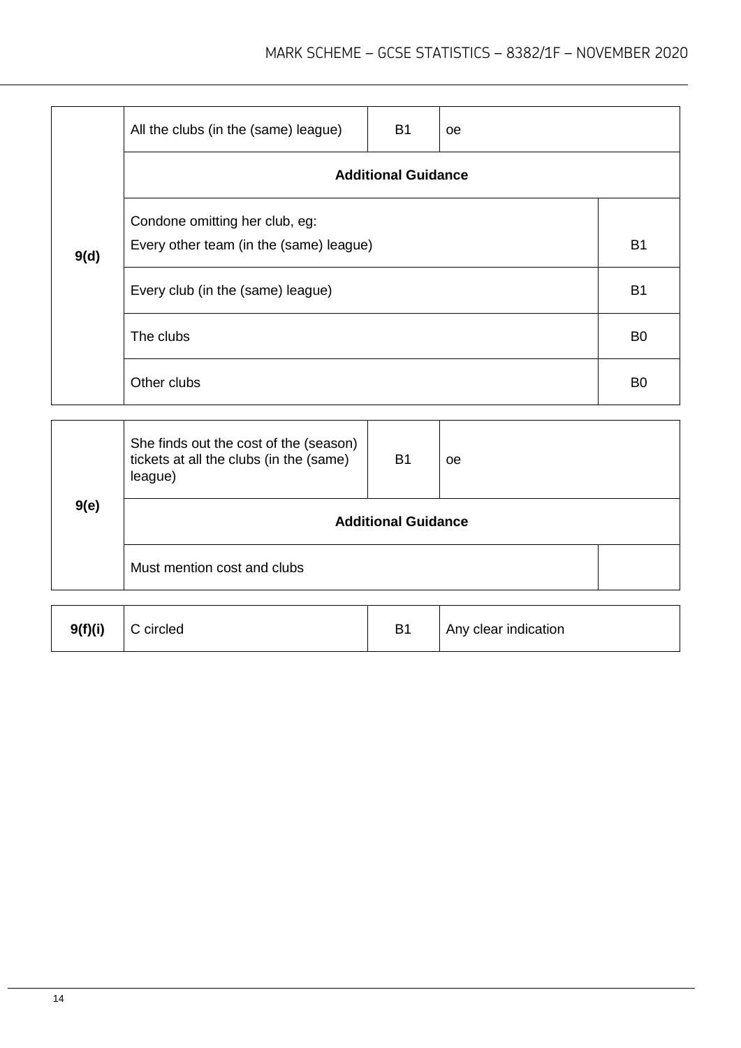| Question | Answer | Mark | Comments |
|---|---|---|---|
| 9(d) | All the clubs (in the (same) league) | B1 | oe |
| | **Additional Guidance** | | |
| | Condone omitting her club, eg: Every other team (in the (same) league) | | B1 |
| | Every club (in the (same) league) | | B1 |
| | The clubs | | B0 |
| | Other clubs | | B0 |

| Question | Answer | Mark | Comments |
|---|---|---|---|
| 9(e) | She finds out the cost of the (season) tickets at all the clubs (in the (same) league) | B1 | oe |
| | **Additional Guidance** | | |
| | Must mention cost and clubs | | |

| Question | Answer | Mark | Comments |
|---|---|---|---|
| 9(f)(i) | C circled | B1 | Any clear indication |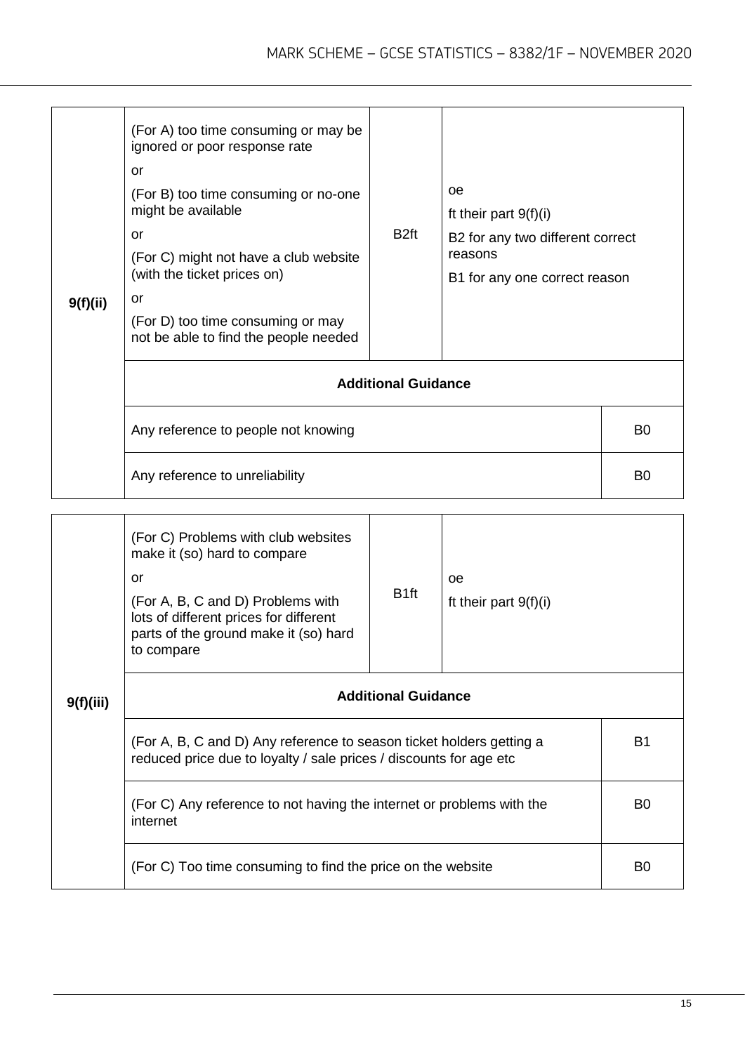| Question | Answer | Mark | Comments |
|---|---|---|---|
| 9(f)(ii) | (For A) too time consuming or may be ignored or poor response rate<br>or<br>(For B) too time consuming or no-one might be available<br>or<br>(For C) might not have a club website (with the ticket prices on)<br>or<br>(For D) too time consuming or may not be able to find the people needed | B2ft | oe<br>ft their part 9(f)(i)<br>B2 for any two different correct reasons<br>B1 for any one correct reason |
| | **Additional Guidance** | | |
| | Any reference to people not knowing | | B0 |
| | Any reference to unreliability | | B0 |

| Question | Answer | Mark | Comments |
|---|---|---|---|
| 9(f)(iii) | (For C) Problems with club websites make it (so) hard to compare<br>or<br>(For A, B, C and D) Problems with lots of different prices for different parts of the ground make it (so) hard to compare | B1ft | oe<br>ft their part 9(f)(i) |
| | **Additional Guidance** | | |
| | (For A, B, C and D) Any reference to season ticket holders getting a reduced price due to loyalty / sale prices / discounts for age etc | | B1 |
| | (For C) Any reference to not having the internet or problems with the internet | | B0 |
| | (For C) Too time consuming to find the price on the website | | B0 |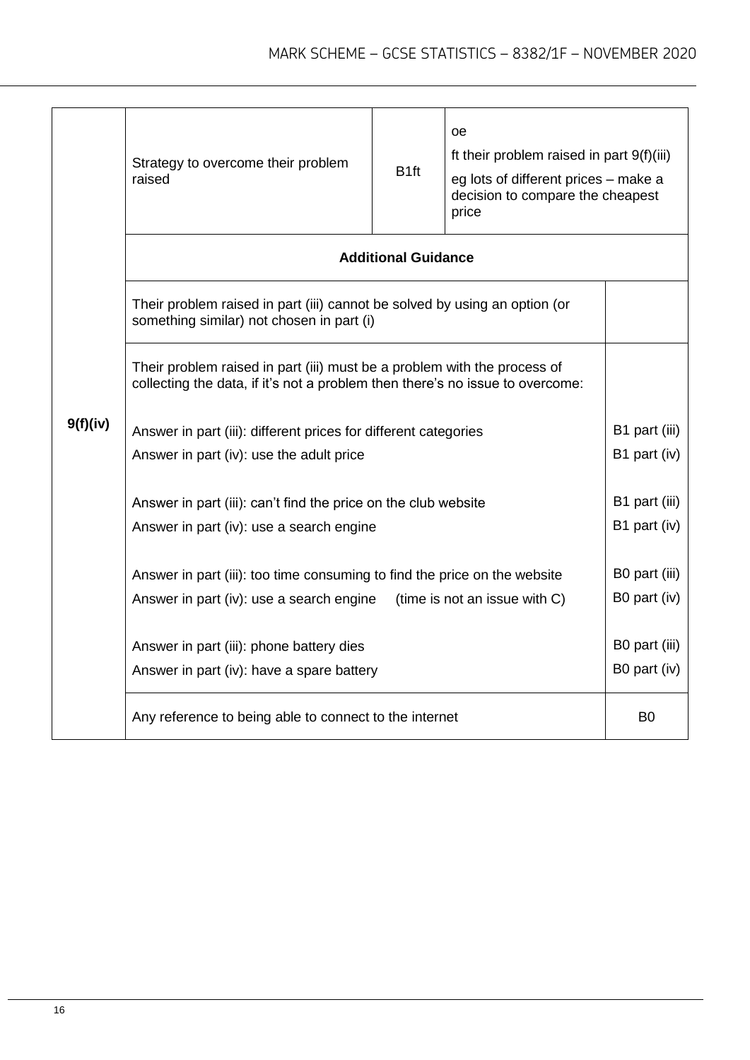| Question | Answer | Mark | Comments |
|---|---|---|---|
| 9(f)(iv) | Strategy to overcome their problem raised | B1ft | oe<br>ft their problem raised in part 9(f)(iii)<br>eg lots of different prices – make a decision to compare the cheapest price |
| | **Additional Guidance** | | |
| | Their problem raised in part (iii) cannot be solved by using an option (or something similar) not chosen in part (i) | | |
| | Their problem raised in part (iii) must be a problem with the process of collecting the data, if it's not a problem then there's no issue to overcome: | | |
| | Answer in part (iii): different prices for different categories<br>Answer in part (iv): use the adult price | | B1 part (iii)<br>B1 part (iv) |
| | Answer in part (iii): can't find the price on the club website<br>Answer in part (iv): use a search engine | | B1 part (iii)<br>B1 part (iv) |
| | Answer in part (iii): too time consuming to find the price on the website<br>Answer in part (iv): use a search engine (time is not an issue with C) | | B0 part (iii)<br>B0 part (iv) |
| | Answer in part (iii): phone battery dies<br>Answer in part (iv): have a spare battery | | B0 part (iii)<br>B0 part (iv) |
| | Any reference to being able to connect to the internet | | B0 |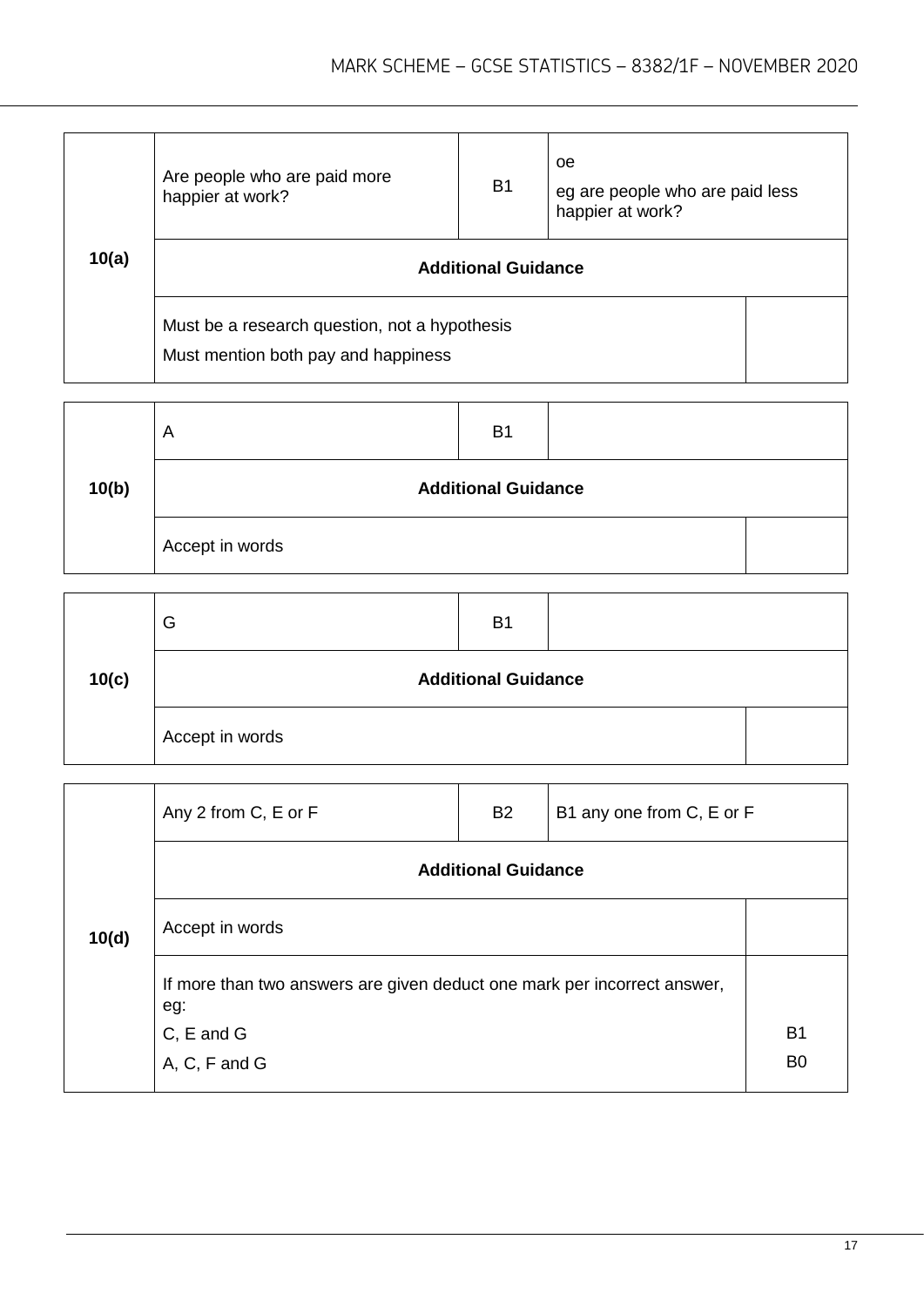| Question | Answer | Marks | Comments |
|---|---|---|---|
| 10(a) | Are people who are paid more happier at work? | B1 | oe<br>eg are people who are paid less happier at work? |
| | **Additional Guidance** | | |
| | Must be a research question, not a hypothesis<br>Must mention both pay and happiness | | |

| Question | Answer | Marks | Comments |
|---|---|---|---|
| 10(b) | A | B1 | |
| | **Additional Guidance** | | |
| | Accept in words | | |

| Question | Answer | Marks | Comments |
|---|---|---|---|
| 10(c) | G | B1 | |
| | **Additional Guidance** | | |
| | Accept in words | | |

| Question | Answer | Marks | Comments |
|---|---|---|---|
| 10(d) | Any 2 from C, E or F | B2 | B1 any one from C, E or F |
| | **Additional Guidance** | | |
| | Accept in words | | |
| | If more than two answers are given deduct one mark per incorrect answer, eg:<br>C, E and G<br>A, C, F and G | | <br>B1<br>B0 |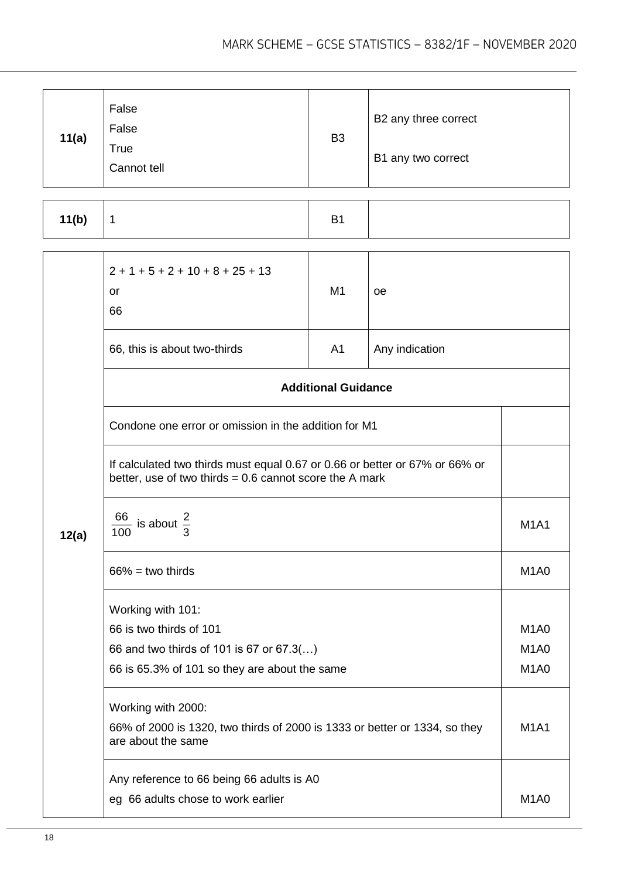| Question | Answer | Mark | Comments |
|---|---|---|---|
| 11(a) | False<br>False<br>True<br>Cannot tell | B3 | B2 any three correct<br><br>B1 any two correct |

| Question | Answer | Mark | Comments |
|---|---|---|---|
| 11(b) | 1 | B1 | |

| Question | Answer | Mark | Comments |
|---|---|---|---|
| 12(a) | 2 + 1 + 5 + 2 + 10 + 8 + 25 + 13<br>or<br>66 | M1 | oe |
| | 66, this is about two-thirds | A1 | Any indication |
| | **Additional Guidance** | | |
| | Condone one error or omission in the addition for M1 | | |
| | If calculated two thirds must equal 0.67 or 0.66 or better or 67% or 66% or better, use of two thirds = 0.6 cannot score the A mark | | |
| | $\frac{66}{100}$ is about $\frac{2}{3}$ | | M1A1 |
| | 66% = two thirds | | M1A0 |
| | Working with 101:<br>66 is two thirds of 101<br>66 and two thirds of 101 is 67 or 67.3(…)<br>66 is 65.3% of 101 so they are about the same | | <br>M1A0<br>M1A0<br>M1A0 |
| | Working with 2000:<br>66% of 2000 is 1320, two thirds of 2000 is 1333 or better or 1334, so they are about the same | | M1A1 |
| | Any reference to 66 being 66 adults is A0<br>eg 66 adults chose to work earlier | | <br>M1A0 |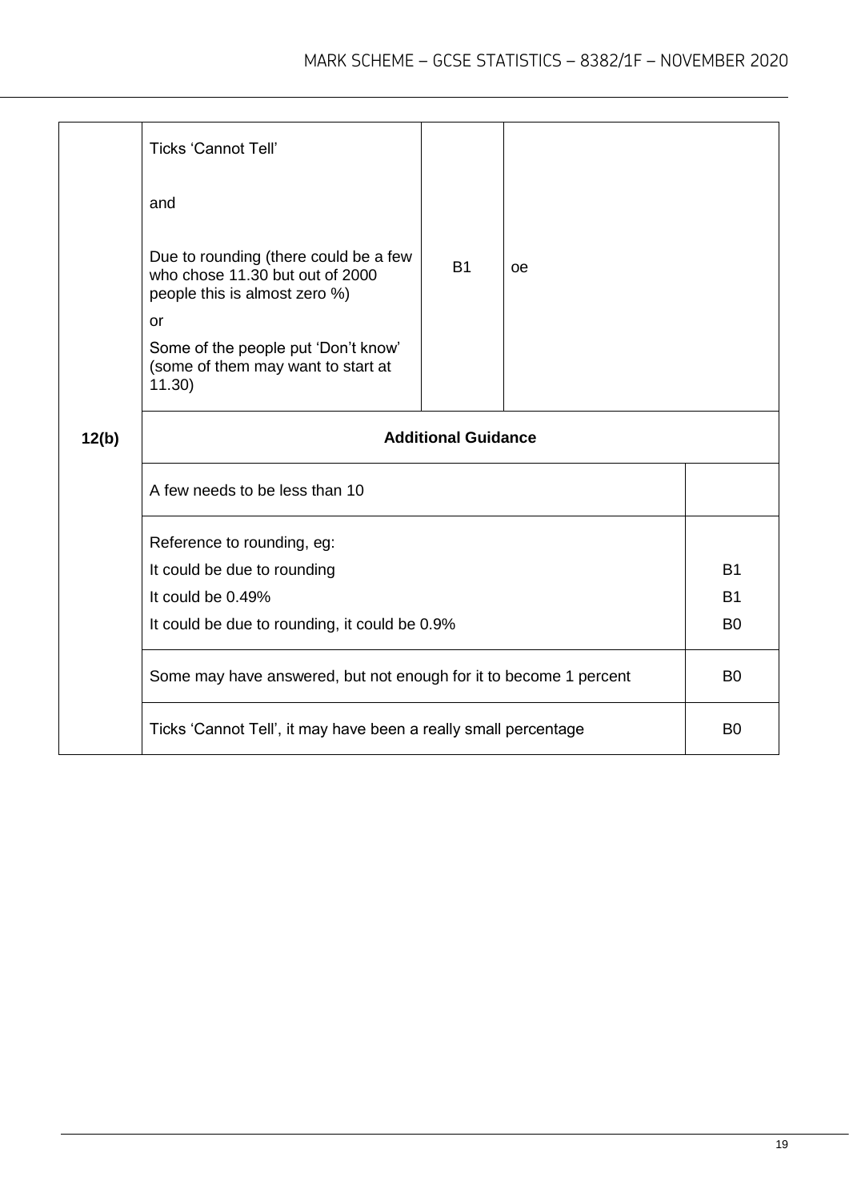| Question | Answer | Mark | Comments |
|---|---|---|---|
| 12(b) | Ticks 'Cannot Tell'<br><br>and<br><br>Due to rounding (there could be a few who chose 11.30 but out of 2000 people this is almost zero %)<br>or<br>Some of the people put 'Don't know' (some of them may want to start at 11.30) | B1 | oe |
| | **Additional Guidance** | | |
| | A few needs to be less than 10 | | |
| | Reference to rounding, eg:<br>It could be due to rounding<br>It could be 0.49%<br>It could be due to rounding, it could be 0.9% | | <br>B1<br>B1<br>B0 |
| | Some may have answered, but not enough for it to become 1 percent | | B0 |
| | Ticks 'Cannot Tell', it may have been a really small percentage | | B0 |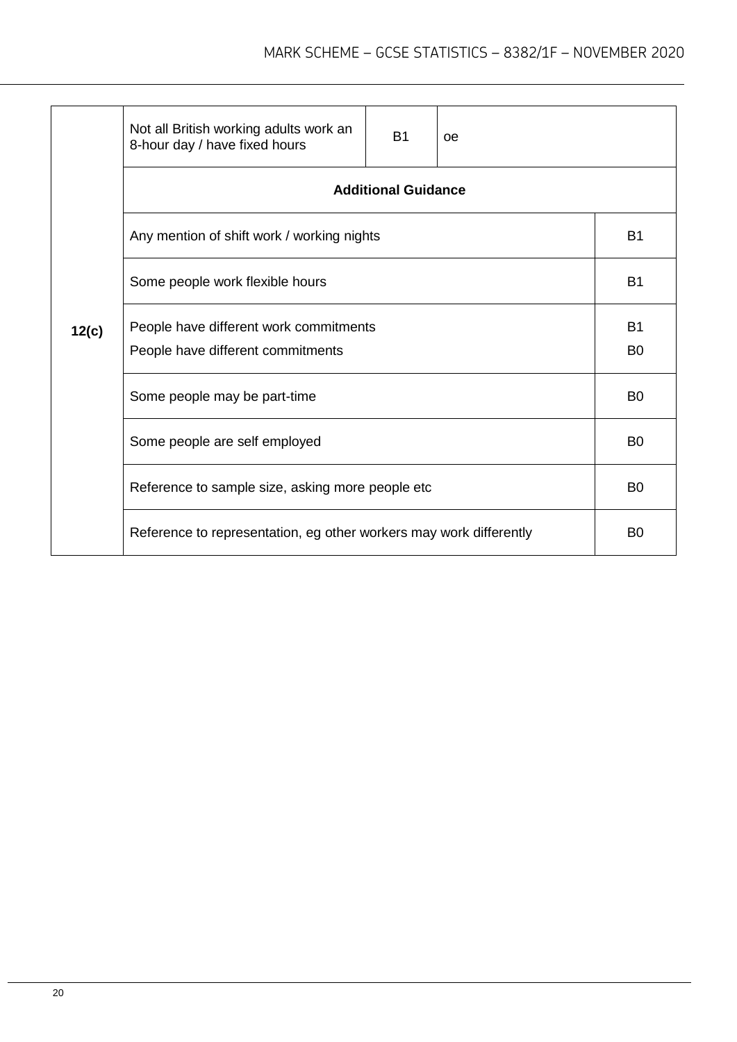| Question | Answer | Marks | Comments |
|---|---|---|---|
| 12(c) | Not all British working adults work an 8-hour day / have fixed hours | B1 | oe |
| | **Additional Guidance** | | |
| | Any mention of shift work / working nights | | B1 |
| | Some people work flexible hours | | B1 |
| | People have different work commitments | | B1 |
| | People have different commitments | | B0 |
| | Some people may be part-time | | B0 |
| | Some people are self employed | | B0 |
| | Reference to sample size, asking more people etc | | B0 |
| | Reference to representation, eg other workers may work differently | | B0 |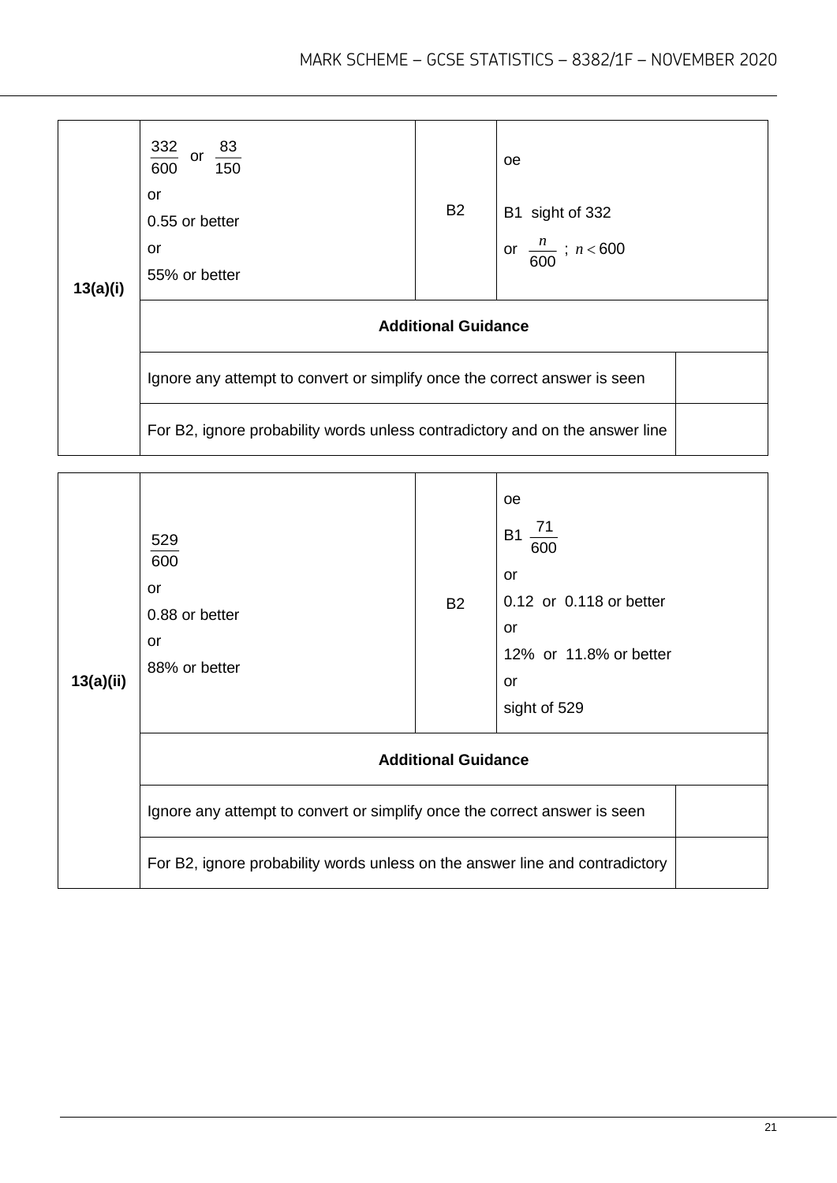| Question | Answer | Mark | Comments |
|---|---|---|---|
| 13(a)(i) | $\frac{332}{600}$ or $\frac{83}{150}$<br>or<br>0.55 or better<br>or<br>55% or better | B2 | oe<br><br>B1 sight of 332<br>or $\frac{n}{600}$ ; $n < 600$ |
| | **Additional Guidance** | | |
| | Ignore any attempt to convert or simplify once the correct answer is seen | | |
| | For B2, ignore probability words unless contradictory and on the answer line | | |

| Question | Answer | Mark | Comments |
|---|---|---|---|
| 13(a)(ii) | $\frac{529}{600}$<br>or<br>0.88 or better<br>or<br>88% or better | B2 | oe<br>B1 $\frac{71}{600}$<br>or<br>0.12 or 0.118 or better<br>or<br>12% or 11.8% or better<br>or<br>sight of 529 |
| | **Additional Guidance** | | |
| | Ignore any attempt to convert or simplify once the correct answer is seen | | |
| | For B2, ignore probability words unless on the answer line and contradictory | | |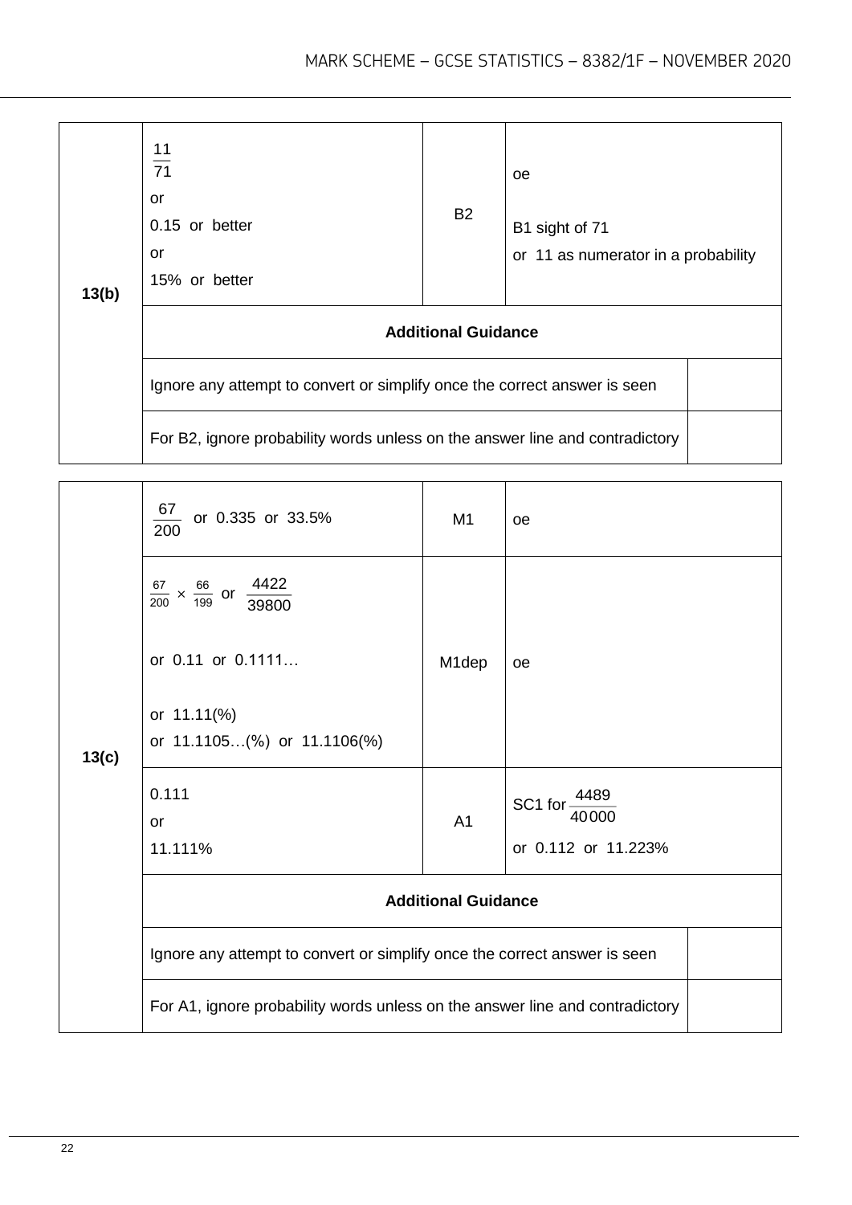| Question | Answer | Mark | Comments |
|---|---|---|---|
| 13(b) | $\frac{11}{71}$<br>or<br>0.15 or better<br>or<br>15% or better | B2 | oe<br><br>B1 sight of 71<br>or 11 as numerator in a probability |
| | **Additional Guidance** | | |
| | Ignore any attempt to convert or simplify once the correct answer is seen | | |
| | For B2, ignore probability words unless on the answer line and contradictory | | |

| Question | Answer | Mark | Comments |
|---|---|---|---|
| 13(c) | $\frac{67}{200}$ or 0.335 or 33.5% | M1 | oe |
| | $\frac{67}{200} \times \frac{66}{199}$ or $\frac{4422}{39800}$<br><br>or 0.11 or 0.1111…<br><br>or 11.11(%)<br>or 11.1105…(%) or 11.1106(%) | M1dep | oe |
| | 0.111<br>or<br>11.111% | A1 | SC1 for $\frac{4489}{40000}$<br>or 0.112 or 11.223% |
| | **Additional Guidance** | | |
| | Ignore any attempt to convert or simplify once the correct answer is seen | | |
| | For A1, ignore probability words unless on the answer line and contradictory | | |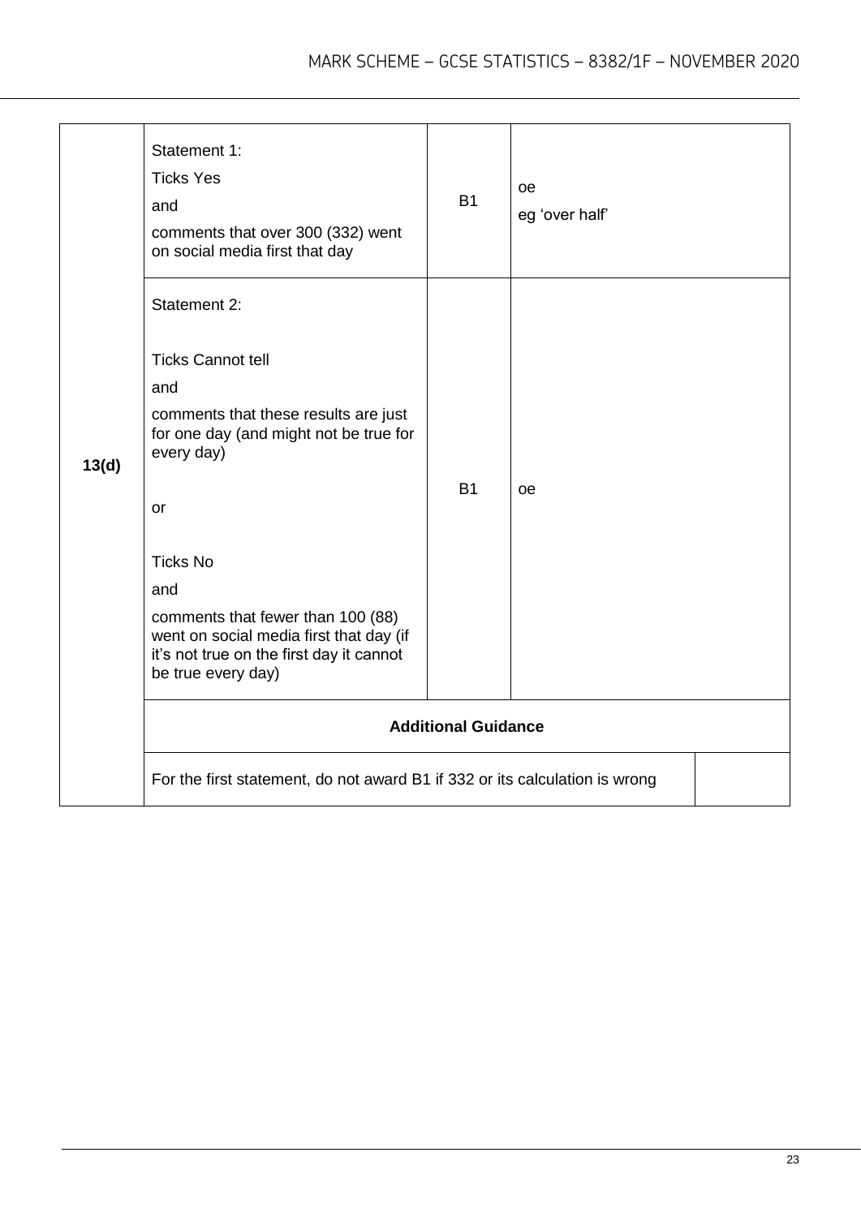| Question | Answer | Mark | Comments |
|---|---|---|---|
| 13(d) | Statement 1:<br>Ticks Yes<br>and<br>comments that over 300 (332) went on social media first that day | B1 | oe<br>eg 'over half' |
| | Statement 2:<br><br>Ticks Cannot tell<br>and<br>comments that these results are just for one day (and might not be true for every day)<br><br>or<br><br>Ticks No<br>and<br>comments that fewer than 100 (88) went on social media first that day (if it's not true on the first day it cannot be true every day) | B1 | oe |
| | **Additional Guidance** | | |
| | For the first statement, do not award B1 if 332 or its calculation is wrong | | |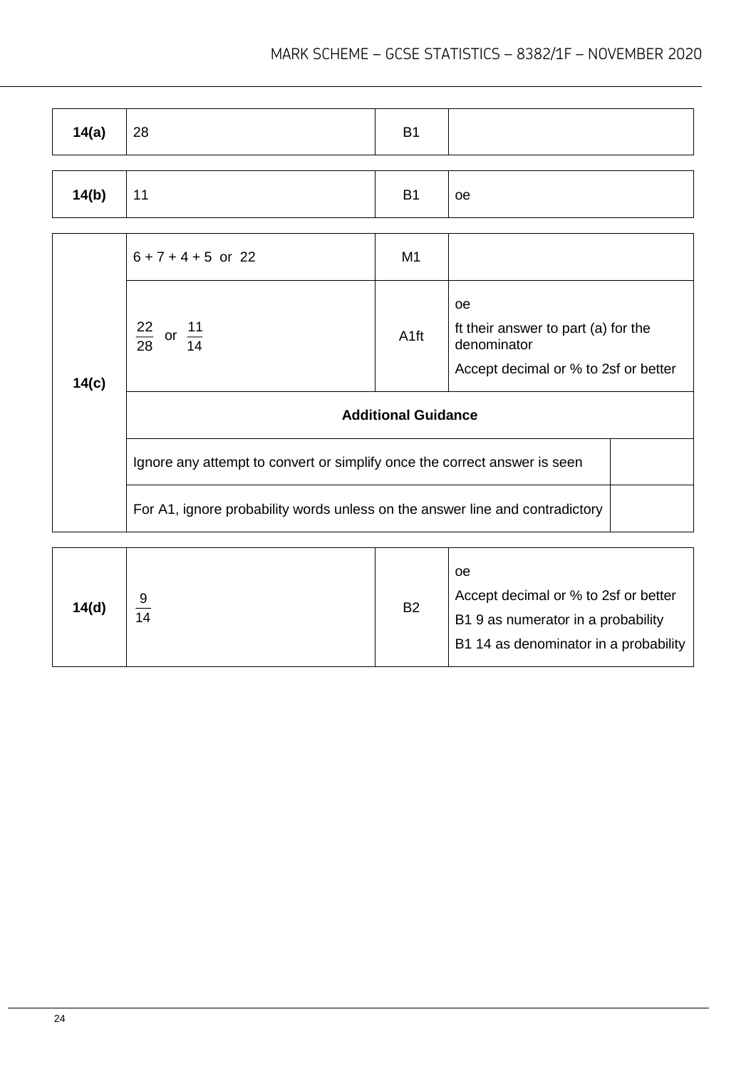| Question | Answer | Marks | Comments |
|---|---|---|---|
| **14(a)** | 28 | B1 | |

| Question | Answer | Marks | Comments |
|---|---|---|---|
| **14(b)** | 11 | B1 | oe |

| Question | Answer | Marks | Comments |
|---|---|---|---|
| **14(c)** | 6 + 7 + 4 + 5 or 22 | M1 | |
| | $\frac{22}{28}$ or $\frac{11}{14}$ | A1ft | oe<br>ft their answer to part (a) for the denominator<br>Accept decimal or % to 2sf or better |
| | **Additional Guidance** | | |
| | Ignore any attempt to convert or simplify once the correct answer is seen | | |
| | For A1, ignore probability words unless on the answer line and contradictory | | |

| Question | Answer | Marks | Comments |
|---|---|---|---|
| **14(d)** | $\frac{9}{14}$ | B2 | oe<br>Accept decimal or % to 2sf or better<br>B1 9 as numerator in a probability<br>B1 14 as denominator in a probability |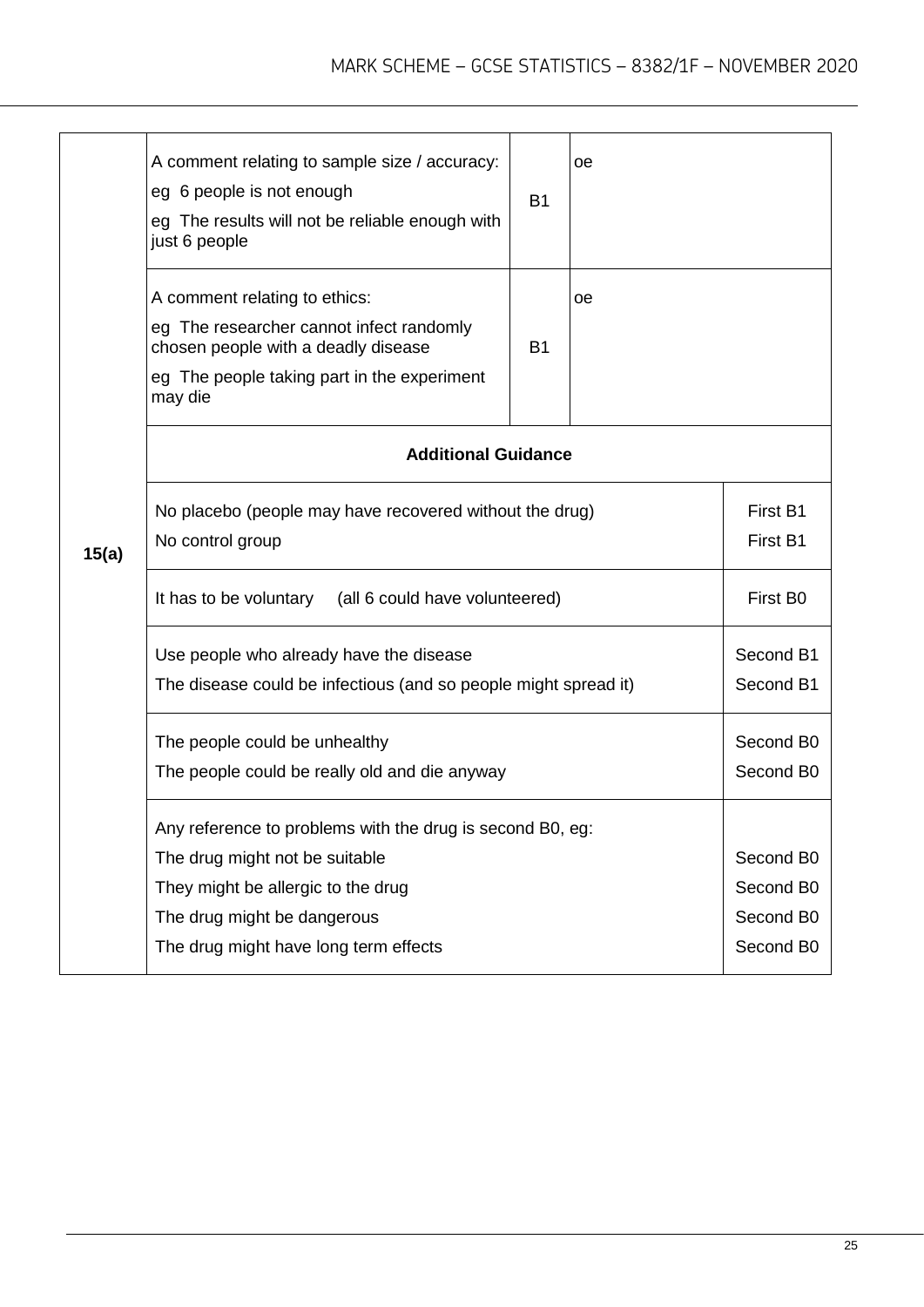| Question | Answer | Marks | Comments |
|---|---|---|---|
| 15(a) | A comment relating to sample size / accuracy:<br>eg 6 people is not enough<br>eg The results will not be reliable enough with just 6 people | B1 | oe |
| | A comment relating to ethics:<br>eg The researcher cannot infect randomly chosen people with a deadly disease<br>eg The people taking part in the experiment may die | B1 | oe |

**Additional Guidance**

| Guidance | Mark |
|---|---|
| No placebo (people may have recovered without the drug)<br>No control group | First B1<br>First B1 |
| It has to be voluntary (all 6 could have volunteered) | First B0 |
| Use people who already have the disease<br>The disease could be infectious (and so people might spread it) | Second B1<br>Second B1 |
| The people could be unhealthy<br>The people could be really old and die anyway | Second B0<br>Second B0 |
| Any reference to problems with the drug is second B0, eg:<br>The drug might not be suitable<br>They might be allergic to the drug<br>The drug might be dangerous<br>The drug might have long term effects | <br>Second B0<br>Second B0<br>Second B0<br>Second B0 |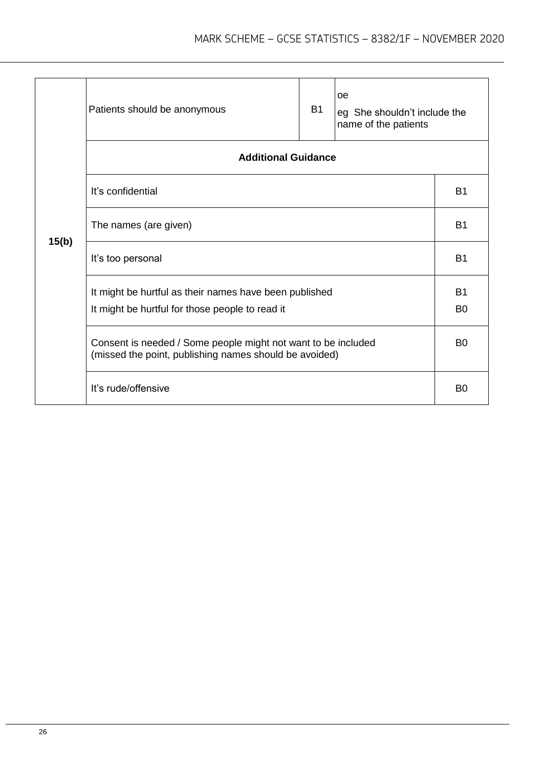| | | | |
|---|---|---|---|
| 15(b) | Patients should be anonymous | B1 | oe<br>eg She shouldn't include the name of the patients |
| | **Additional Guidance** | | |
| | It's confidential | | B1 |
| | The names (are given) | | B1 |
| | It's too personal | | B1 |
| | It might be hurtful as their names have been published<br>It might be hurtful for those people to read it | | B1<br>B0 |
| | Consent is needed / Some people might not want to be included (missed the point, publishing names should be avoided) | | B0 |
| | It's rude/offensive | | B0 |